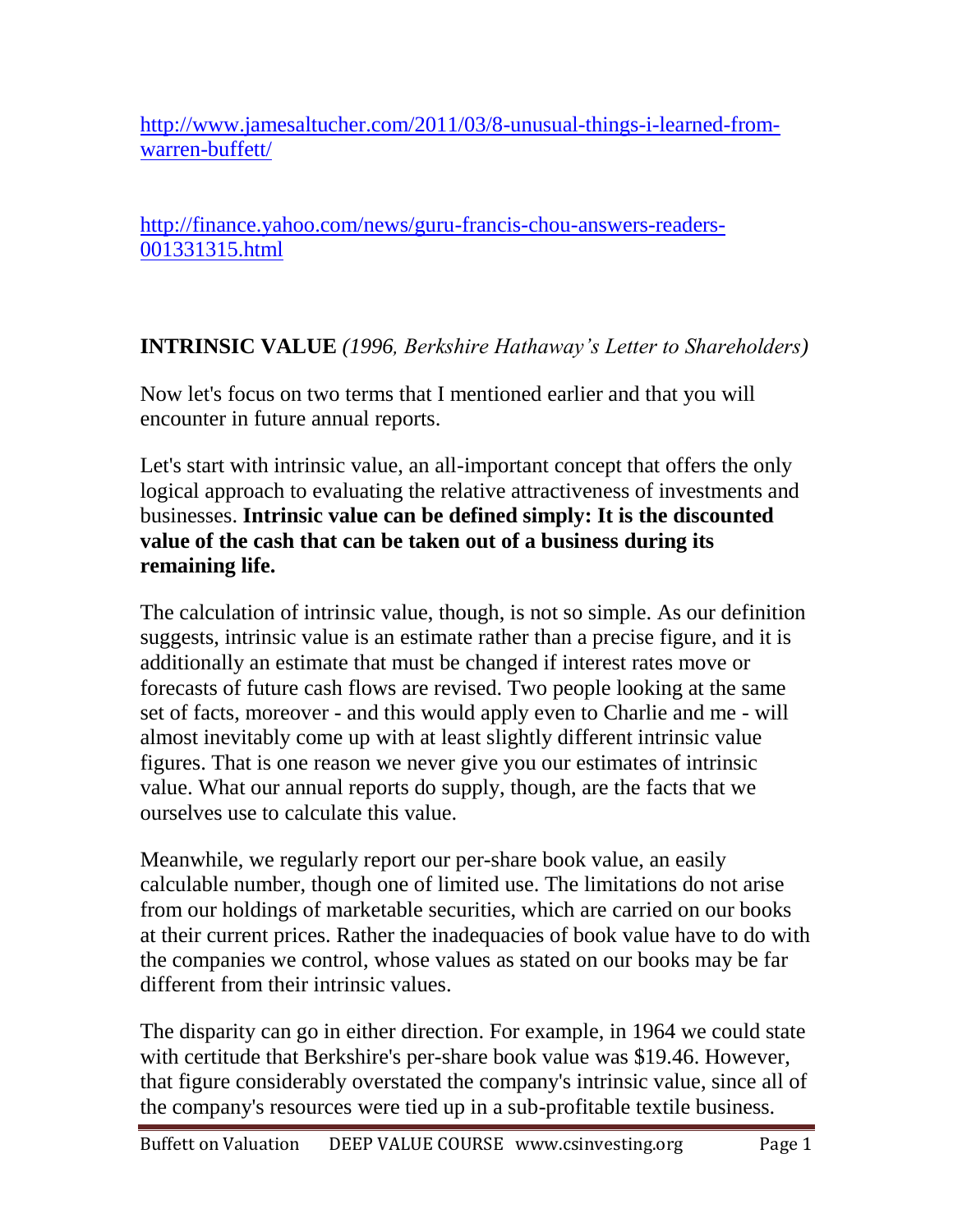[http://www.jamesaltucher.com/2011/03/8-unusual-things-i-learned-from-warren-buffett/](http://www.jamesaltucher.com/2011/03/8-unusual-things-i-learned-from-warren-buffett/)

[http://finance.yahoo.com/news/guru-francis-chou-answers-readers-001331315.html](http://finance.yahoo.com/news/guru-francis-chou-answers-readers-001331315.html)

**INTRINSIC VALUE** *(1996, Berkshire Hathaway's Letter to Shareholders)*

Now let's focus on two terms that I mentioned earlier and that you will encounter in future annual reports.

Let's start with intrinsic value, an all-important concept that offers the only logical approach to evaluating the relative attractiveness of investments and businesses. **Intrinsic value can be defined simply: It is the discounted value of the cash that can be taken out of a business during its remaining life.**

The calculation of intrinsic value, though, is not so simple. As our definition suggests, intrinsic value is an estimate rather than a precise figure, and it is additionally an estimate that must be changed if interest rates move or forecasts of future cash flows are revised. Two people looking at the same set of facts, moreover - and this would apply even to Charlie and me - will almost inevitably come up with at least slightly different intrinsic value figures. That is one reason we never give you our estimates of intrinsic value. What our annual reports do supply, though, are the facts that we ourselves use to calculate this value.

Meanwhile, we regularly report our per-share book value, an easily calculable number, though one of limited use. The limitations do not arise from our holdings of marketable securities, which are carried on our books at their current prices. Rather the inadequacies of book value have to do with the companies we control, whose values as stated on our books may be far different from their intrinsic values.

The disparity can go in either direction. For example, in 1964 we could state with certitude that Berkshire's per-share book value was $19.46. However, that figure considerably overstated the company's intrinsic value, since all of the company's resources were tied up in a sub-profitable textile business.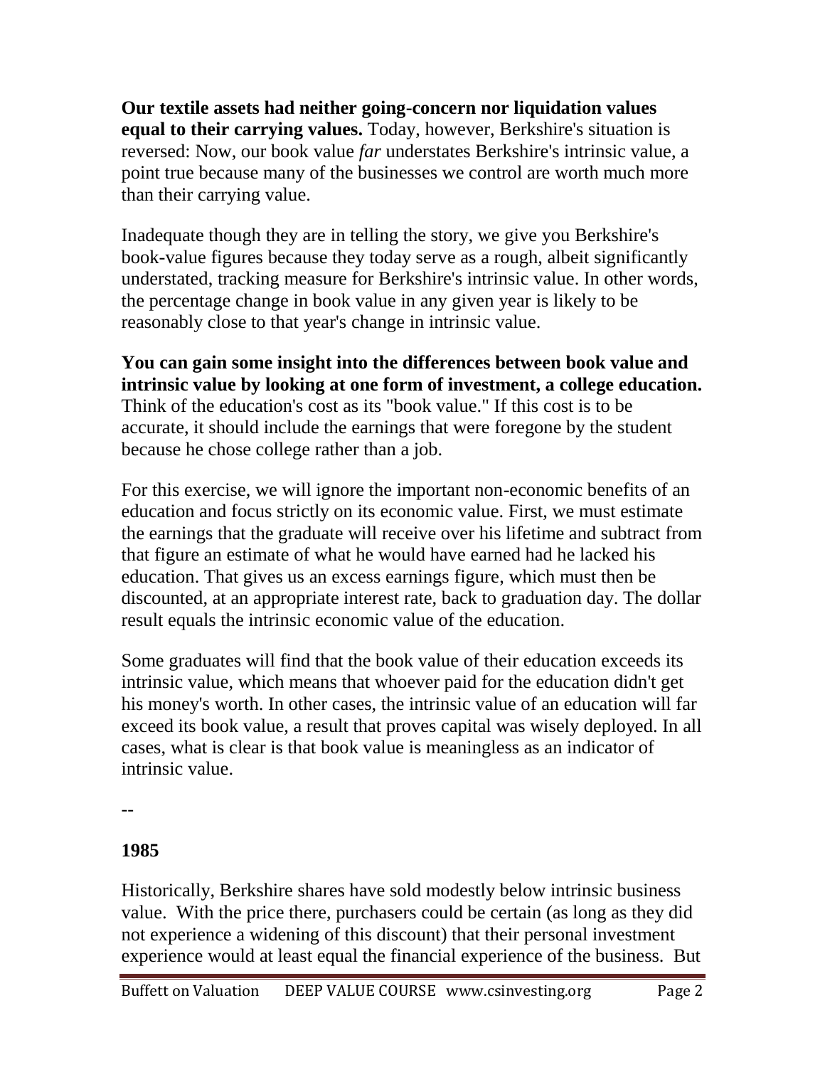**Our textile assets had neither going-concern nor liquidation values equal to their carrying values.** Today, however, Berkshire's situation is reversed: Now, our book value *far* understates Berkshire's intrinsic value, a point true because many of the businesses we control are worth much more than their carrying value.

Inadequate though they are in telling the story, we give you Berkshire's book-value figures because they today serve as a rough, albeit significantly understated, tracking measure for Berkshire's intrinsic value. In other words, the percentage change in book value in any given year is likely to be reasonably close to that year's change in intrinsic value.

**You can gain some insight into the differences between book value and intrinsic value by looking at one form of investment, a college education.** Think of the education's cost as its "book value." If this cost is to be accurate, it should include the earnings that were foregone by the student because he chose college rather than a job.

For this exercise, we will ignore the important non-economic benefits of an education and focus strictly on its economic value. First, we must estimate the earnings that the graduate will receive over his lifetime and subtract from that figure an estimate of what he would have earned had he lacked his education. That gives us an excess earnings figure, which must then be discounted, at an appropriate interest rate, back to graduation day. The dollar result equals the intrinsic economic value of the education.

Some graduates will find that the book value of their education exceeds its intrinsic value, which means that whoever paid for the education didn't get his money's worth. In other cases, the intrinsic value of an education will far exceed its book value, a result that proves capital was wisely deployed. In all cases, what is clear is that book value is meaningless as an indicator of intrinsic value.

--

**1985**

Historically, Berkshire shares have sold modestly below intrinsic business value. With the price there, purchasers could be certain (as long as they did not experience a widening of this discount) that their personal investment experience would at least equal the financial experience of the business. But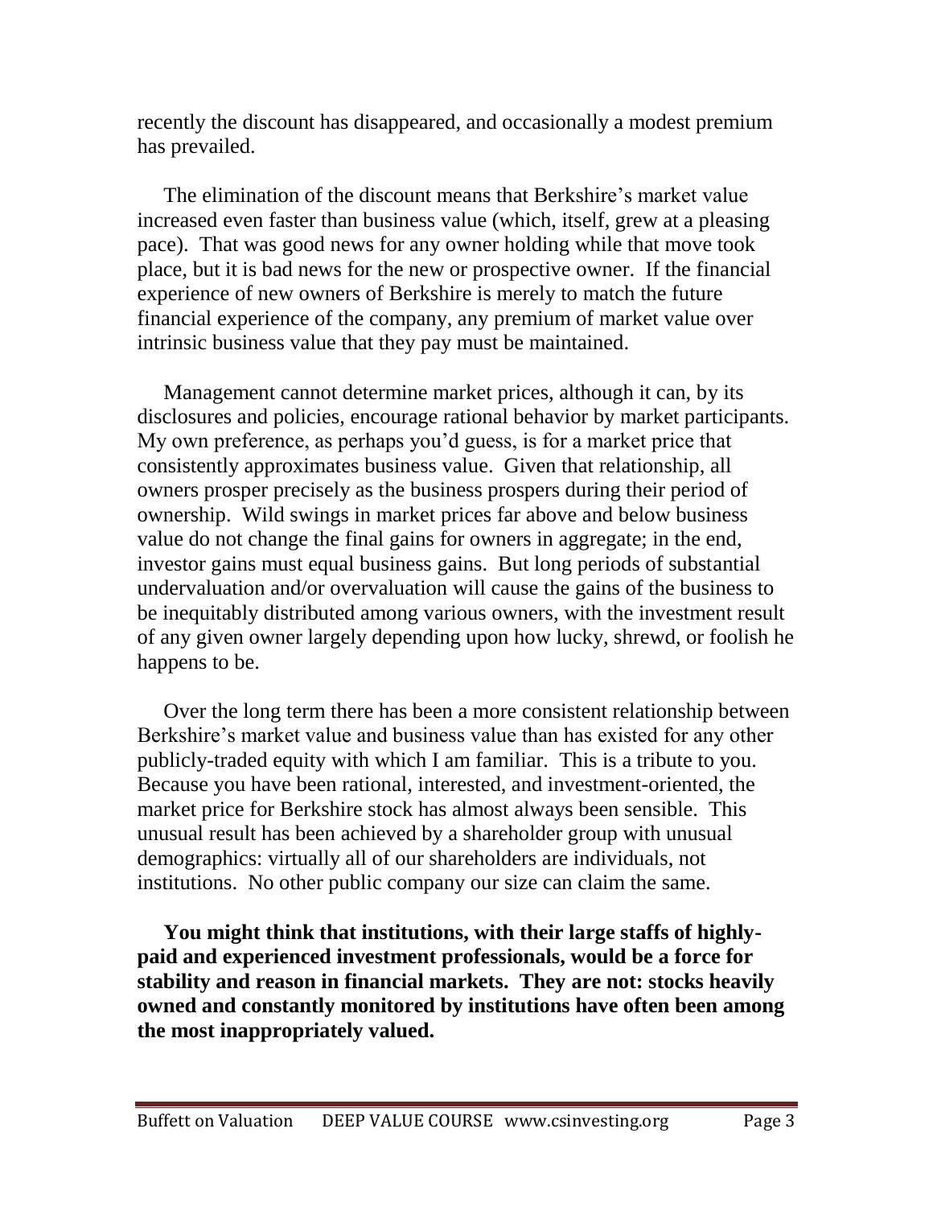recently the discount has disappeared, and occasionally a modest premium has prevailed.

The elimination of the discount means that Berkshire's market value increased even faster than business value (which, itself, grew at a pleasing pace). That was good news for any owner holding while that move took place, but it is bad news for the new or prospective owner. If the financial experience of new owners of Berkshire is merely to match the future financial experience of the company, any premium of market value over intrinsic business value that they pay must be maintained.

Management cannot determine market prices, although it can, by its disclosures and policies, encourage rational behavior by market participants. My own preference, as perhaps you'd guess, is for a market price that consistently approximates business value. Given that relationship, all owners prosper precisely as the business prospers during their period of ownership. Wild swings in market prices far above and below business value do not change the final gains for owners in aggregate; in the end, investor gains must equal business gains. But long periods of substantial undervaluation and/or overvaluation will cause the gains of the business to be inequitably distributed among various owners, with the investment result of any given owner largely depending upon how lucky, shrewd, or foolish he happens to be.

Over the long term there has been a more consistent relationship between Berkshire's market value and business value than has existed for any other publicly-traded equity with which I am familiar. This is a tribute to you. Because you have been rational, interested, and investment-oriented, the market price for Berkshire stock has almost always been sensible. This unusual result has been achieved by a shareholder group with unusual demographics: virtually all of our shareholders are individuals, not institutions. No other public company our size can claim the same.

**You might think that institutions, with their large staffs of highly-paid and experienced investment professionals, would be a force for stability and reason in financial markets. They are not: stocks heavily owned and constantly monitored by institutions have often been among the most inappropriately valued.**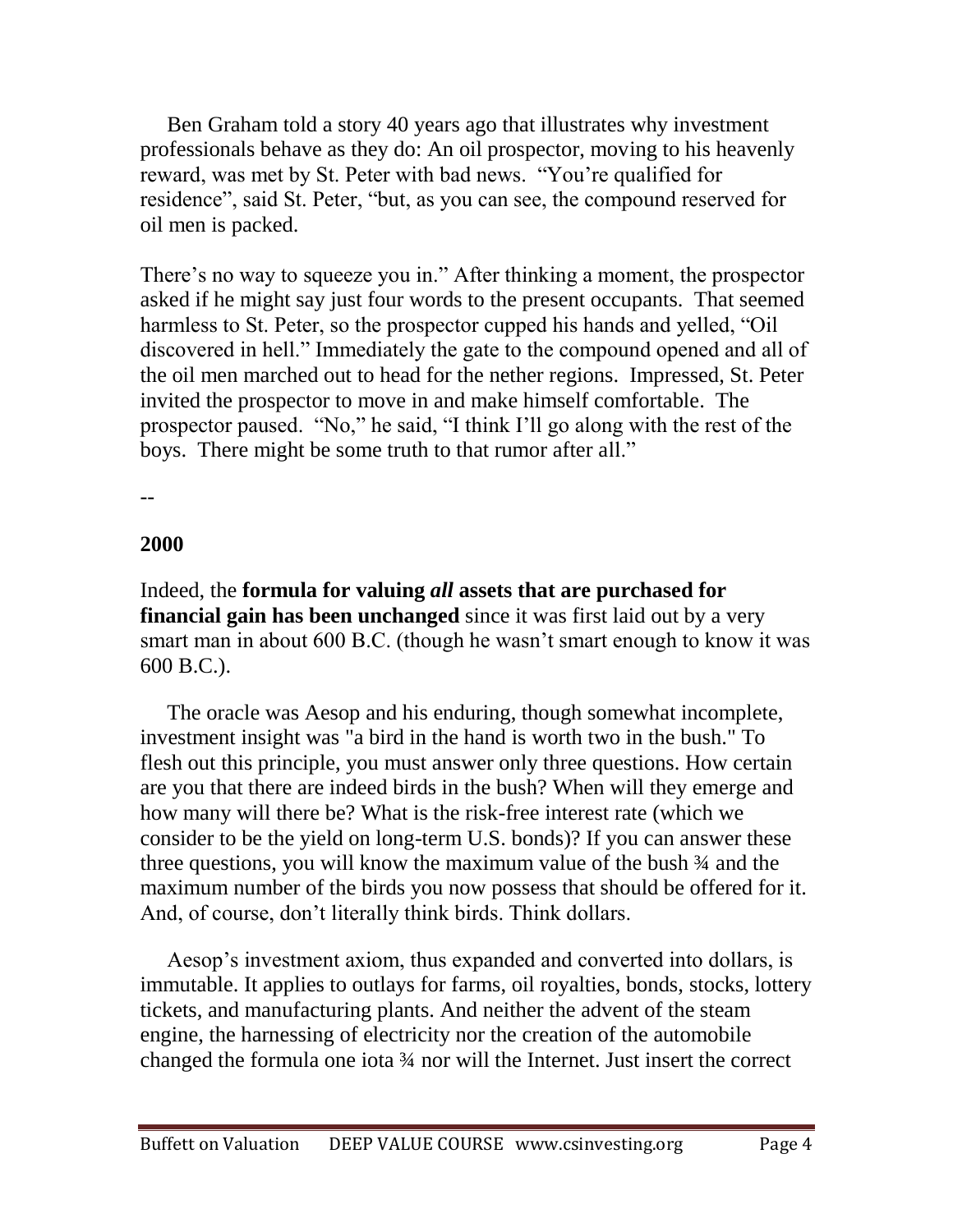Ben Graham told a story 40 years ago that illustrates why investment professionals behave as they do: An oil prospector, moving to his heavenly reward, was met by St. Peter with bad news. "You're qualified for residence", said St. Peter, "but, as you can see, the compound reserved for oil men is packed.

There's no way to squeeze you in." After thinking a moment, the prospector asked if he might say just four words to the present occupants. That seemed harmless to St. Peter, so the prospector cupped his hands and yelled, "Oil discovered in hell." Immediately the gate to the compound opened and all of the oil men marched out to head for the nether regions. Impressed, St. Peter invited the prospector to move in and make himself comfortable. The prospector paused. "No," he said, "I think I'll go along with the rest of the boys. There might be some truth to that rumor after all."

--

**2000**

Indeed, the **formula for valuing *all* assets that are purchased for financial gain has been unchanged** since it was first laid out by a very smart man in about 600 B.C. (though he wasn't smart enough to know it was 600 B.C.).

The oracle was Aesop and his enduring, though somewhat incomplete, investment insight was "a bird in the hand is worth two in the bush." To flesh out this principle, you must answer only three questions. How certain are you that there are indeed birds in the bush? When will they emerge and how many will there be? What is the risk-free interest rate (which we consider to be the yield on long-term U.S. bonds)? If you can answer these three questions, you will know the maximum value of the bush ¾ and the maximum number of the birds you now possess that should be offered for it. And, of course, don't literally think birds. Think dollars.

Aesop's investment axiom, thus expanded and converted into dollars, is immutable. It applies to outlays for farms, oil royalties, bonds, stocks, lottery tickets, and manufacturing plants. And neither the advent of the steam engine, the harnessing of electricity nor the creation of the automobile changed the formula one iota ¾ nor will the Internet. Just insert the correct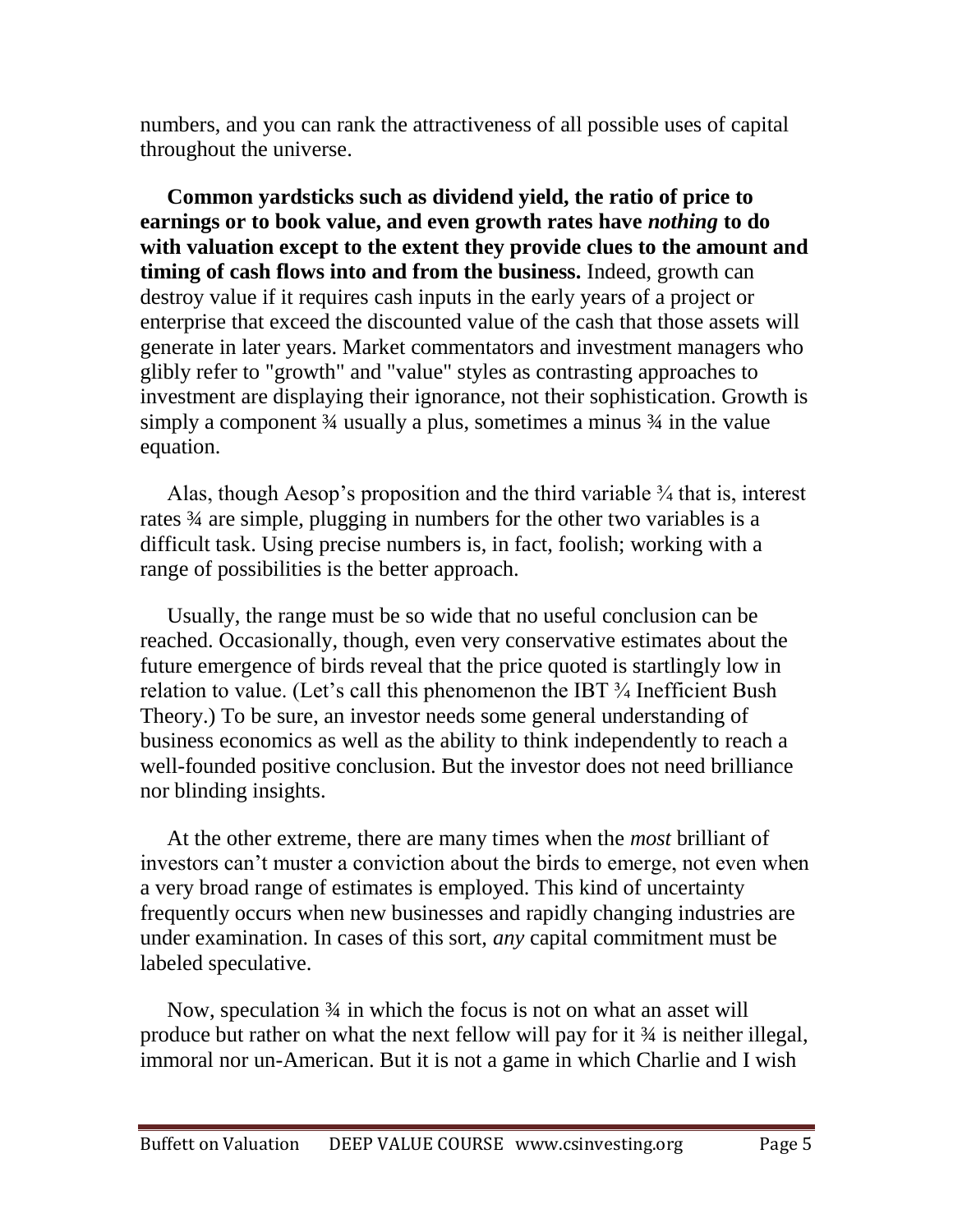numbers, and you can rank the attractiveness of all possible uses of capital throughout the universe.

**Common yardsticks such as dividend yield, the ratio of price to earnings or to book value, and even growth rates have *nothing* to do with valuation except to the extent they provide clues to the amount and timing of cash flows into and from the business.** Indeed, growth can destroy value if it requires cash inputs in the early years of a project or enterprise that exceed the discounted value of the cash that those assets will generate in later years. Market commentators and investment managers who glibly refer to "growth" and "value" styles as contrasting approaches to investment are displaying their ignorance, not their sophistication. Growth is simply a component ¾ usually a plus, sometimes a minus ¾ in the value equation.

Alas, though Aesop's proposition and the third variable ¾ that is, interest rates ¾ are simple, plugging in numbers for the other two variables is a difficult task. Using precise numbers is, in fact, foolish; working with a range of possibilities is the better approach.

Usually, the range must be so wide that no useful conclusion can be reached. Occasionally, though, even very conservative estimates about the future emergence of birds reveal that the price quoted is startlingly low in relation to value. (Let's call this phenomenon the IBT ¾ Inefficient Bush Theory.) To be sure, an investor needs some general understanding of business economics as well as the ability to think independently to reach a well-founded positive conclusion. But the investor does not need brilliance nor blinding insights.

At the other extreme, there are many times when the *most* brilliant of investors can't muster a conviction about the birds to emerge, not even when a very broad range of estimates is employed. This kind of uncertainty frequently occurs when new businesses and rapidly changing industries are under examination. In cases of this sort, *any* capital commitment must be labeled speculative.

Now, speculation ¾ in which the focus is not on what an asset will produce but rather on what the next fellow will pay for it ¾ is neither illegal, immoral nor un-American. But it is not a game in which Charlie and I wish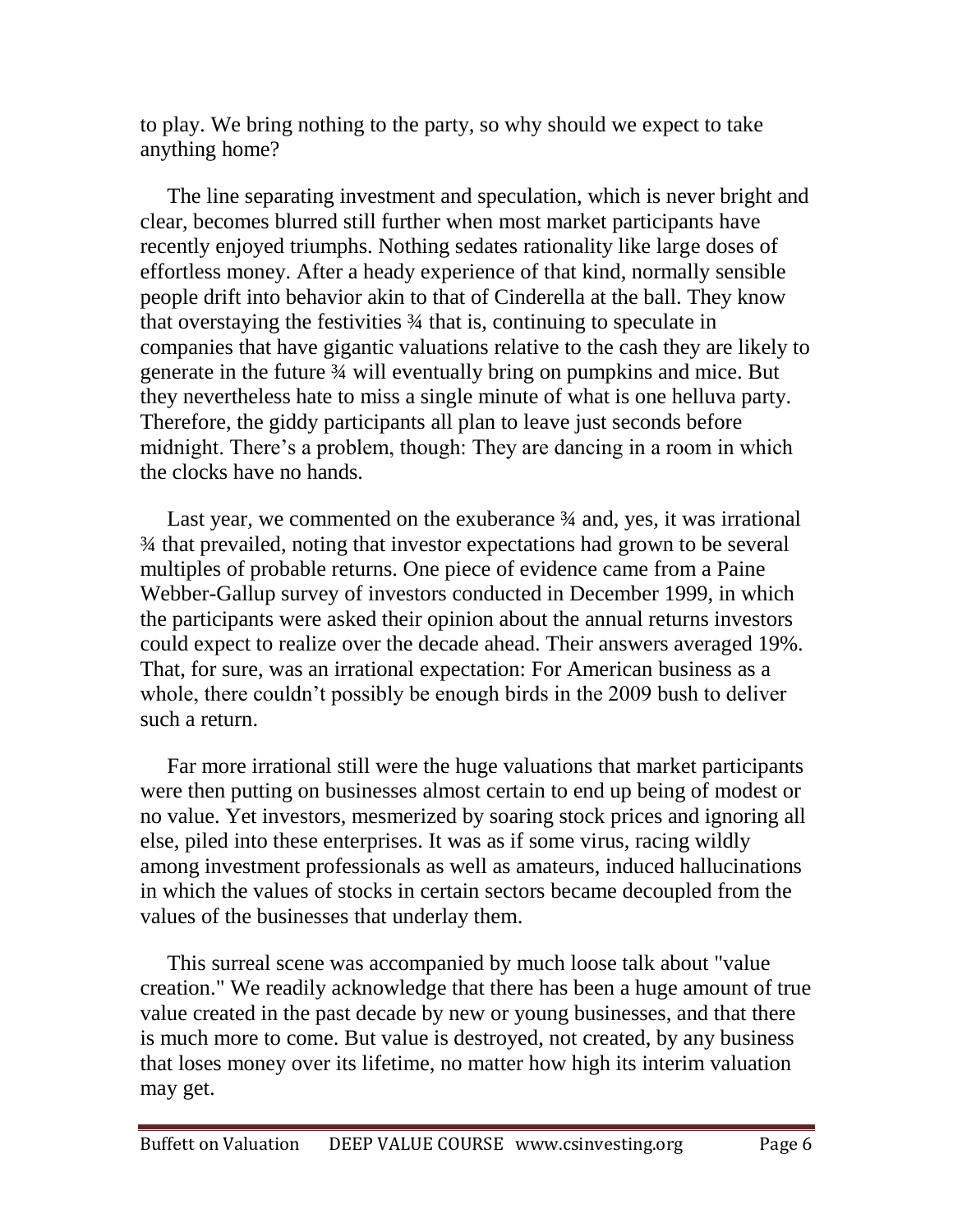to play. We bring nothing to the party, so why should we expect to take anything home?

The line separating investment and speculation, which is never bright and clear, becomes blurred still further when most market participants have recently enjoyed triumphs. Nothing sedates rationality like large doses of effortless money. After a heady experience of that kind, normally sensible people drift into behavior akin to that of Cinderella at the ball. They know that overstaying the festivities ¾ that is, continuing to speculate in companies that have gigantic valuations relative to the cash they are likely to generate in the future ¾ will eventually bring on pumpkins and mice. But they nevertheless hate to miss a single minute of what is one helluva party. Therefore, the giddy participants all plan to leave just seconds before midnight. There's a problem, though: They are dancing in a room in which the clocks have no hands.

Last year, we commented on the exuberance ¾ and, yes, it was irrational ¾ that prevailed, noting that investor expectations had grown to be several multiples of probable returns. One piece of evidence came from a Paine Webber-Gallup survey of investors conducted in December 1999, in which the participants were asked their opinion about the annual returns investors could expect to realize over the decade ahead. Their answers averaged 19%. That, for sure, was an irrational expectation: For American business as a whole, there couldn't possibly be enough birds in the 2009 bush to deliver such a return.

Far more irrational still were the huge valuations that market participants were then putting on businesses almost certain to end up being of modest or no value. Yet investors, mesmerized by soaring stock prices and ignoring all else, piled into these enterprises. It was as if some virus, racing wildly among investment professionals as well as amateurs, induced hallucinations in which the values of stocks in certain sectors became decoupled from the values of the businesses that underlay them.

This surreal scene was accompanied by much loose talk about "value creation." We readily acknowledge that there has been a huge amount of true value created in the past decade by new or young businesses, and that there is much more to come. But value is destroyed, not created, by any business that loses money over its lifetime, no matter how high its interim valuation may get.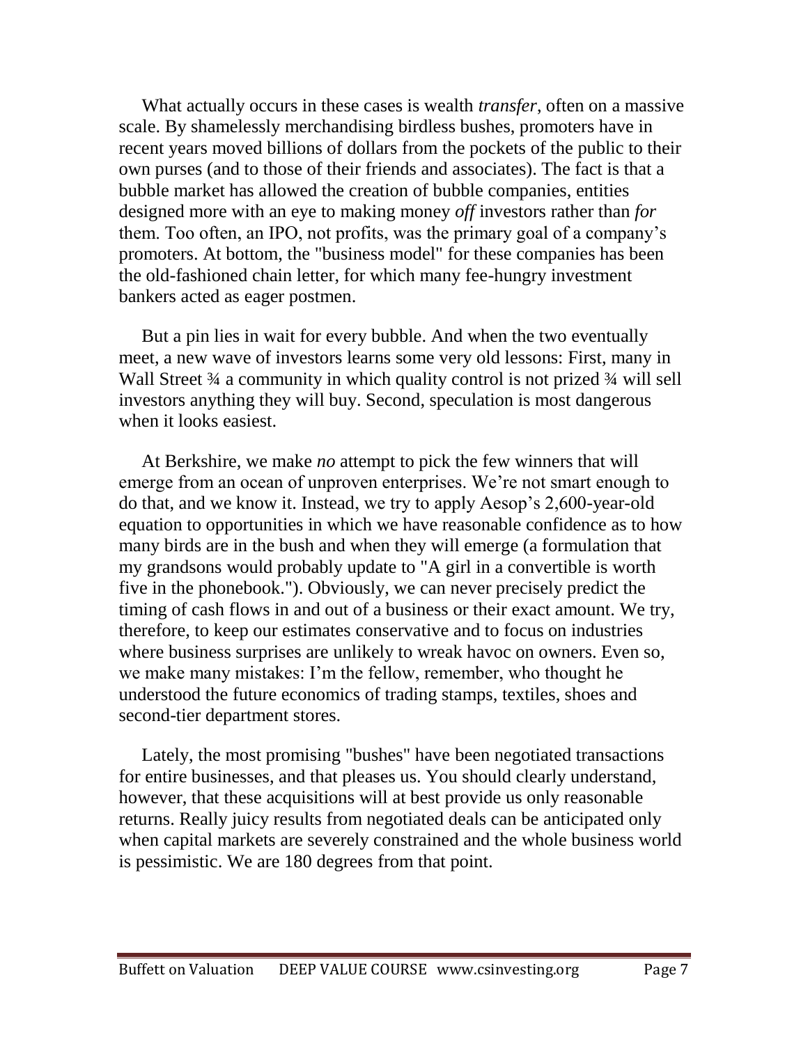What actually occurs in these cases is wealth *transfer*, often on a massive scale. By shamelessly merchandising birdless bushes, promoters have in recent years moved billions of dollars from the pockets of the public to their own purses (and to those of their friends and associates). The fact is that a bubble market has allowed the creation of bubble companies, entities designed more with an eye to making money *off* investors rather than *for* them. Too often, an IPO, not profits, was the primary goal of a company's promoters. At bottom, the "business model" for these companies has been the old-fashioned chain letter, for which many fee-hungry investment bankers acted as eager postmen.

But a pin lies in wait for every bubble. And when the two eventually meet, a new wave of investors learns some very old lessons: First, many in Wall Street ¾ a community in which quality control is not prized ¾ will sell investors anything they will buy. Second, speculation is most dangerous when it looks easiest.

At Berkshire, we make *no* attempt to pick the few winners that will emerge from an ocean of unproven enterprises. We're not smart enough to do that, and we know it. Instead, we try to apply Aesop's 2,600-year-old equation to opportunities in which we have reasonable confidence as to how many birds are in the bush and when they will emerge (a formulation that my grandsons would probably update to "A girl in a convertible is worth five in the phonebook."). Obviously, we can never precisely predict the timing of cash flows in and out of a business or their exact amount. We try, therefore, to keep our estimates conservative and to focus on industries where business surprises are unlikely to wreak havoc on owners. Even so, we make many mistakes: I'm the fellow, remember, who thought he understood the future economics of trading stamps, textiles, shoes and second-tier department stores.

Lately, the most promising "bushes" have been negotiated transactions for entire businesses, and that pleases us. You should clearly understand, however, that these acquisitions will at best provide us only reasonable returns. Really juicy results from negotiated deals can be anticipated only when capital markets are severely constrained and the whole business world is pessimistic. We are 180 degrees from that point.